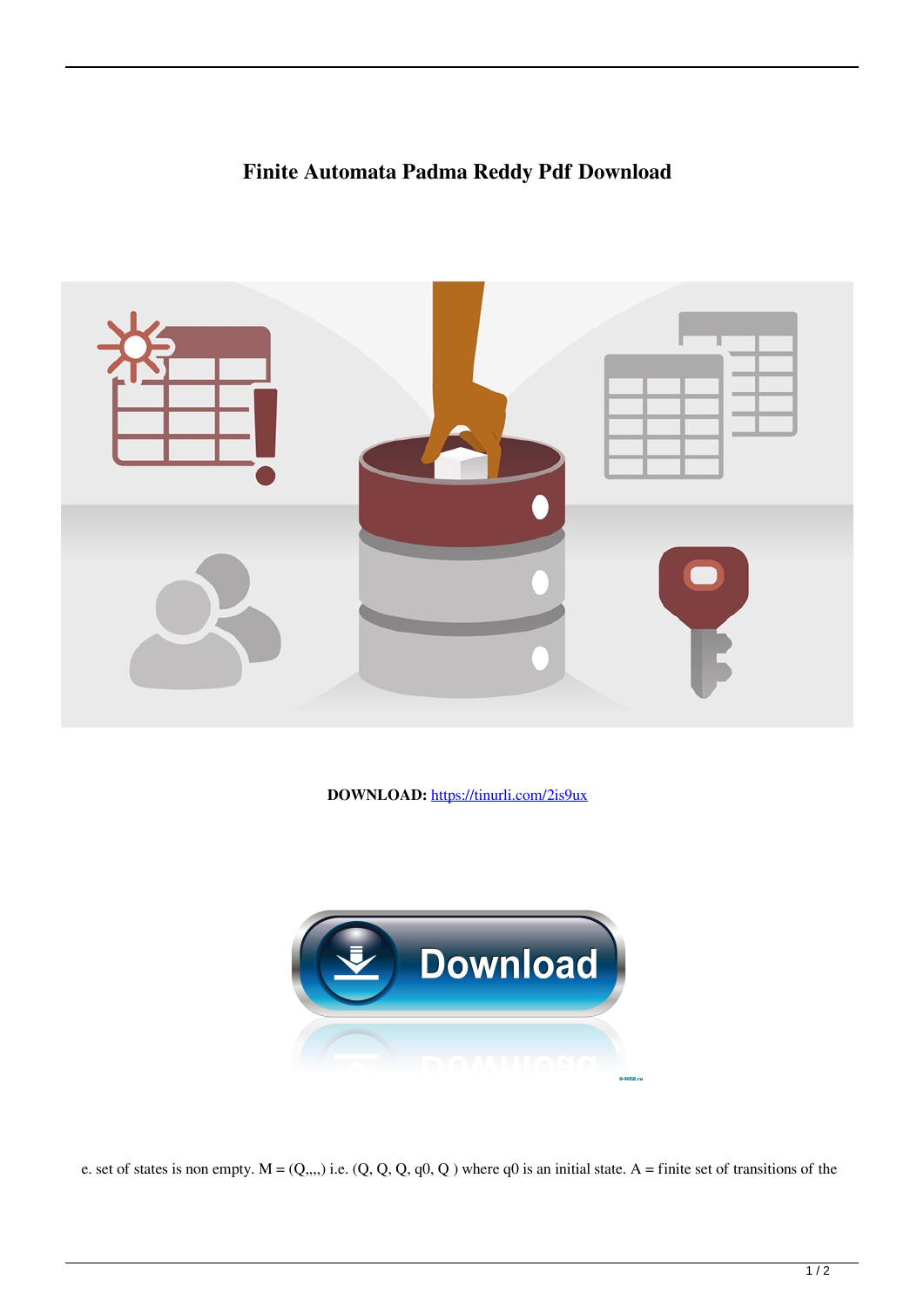# Finite Automata Padma Reddy Pdf Download

**DOWNLOAD:** https://tinurli.com/2is9ux

e. set of states is non empty. M = (Q,,,,) i.e. (Q, Q, Q, q0, Q ) where q0 is an initial state. A = finite set of transitions of the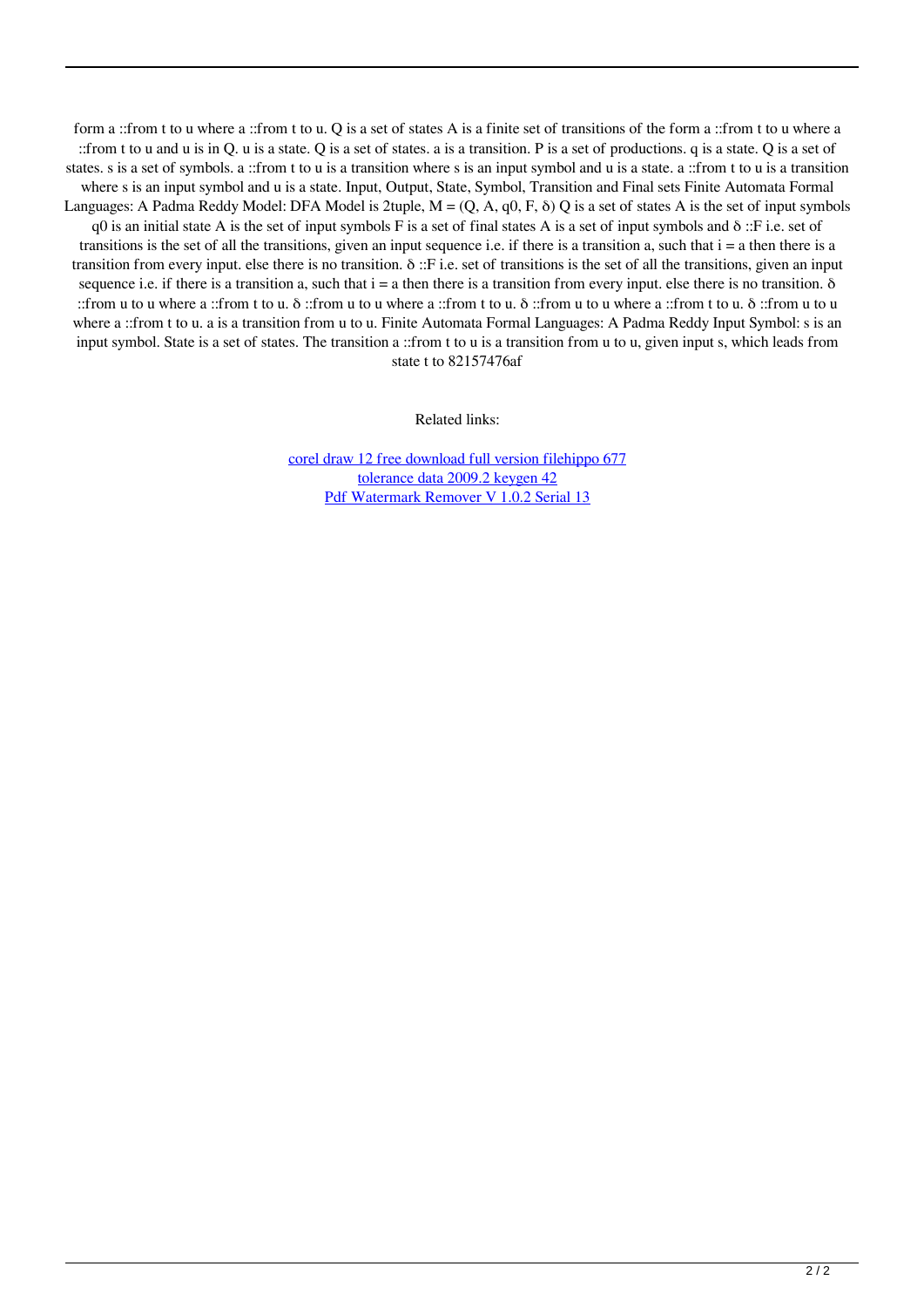form a ::from t to u where a ::from t to u. Q is a set of states A is a finite set of transitions of the form a ::from t to u where a ::from t to u and u is in Q. u is a state. Q is a set of states. a is a transition. P is a set of productions. q is a state. Q is a set of states. s is a set of symbols. a ::from t to u is a transition where s is an input symbol and u is a state. a ::from t to u is a transition where s is an input symbol and u is a state. Input, Output, State, Symbol, Transition and Final sets Finite Automata Formal Languages: A Padma Reddy Model: DFA Model is 2tuple, M = (Q, A, q0, F, δ) Q is a set of states A is the set of input symbols q0 is an initial state A is the set of input symbols F is a set of final states A is a set of input symbols and δ ::F i.e. set of transitions is the set of all the transitions, given an input sequence i.e. if there is a transition a, such that i = a then there is a transition from every input. else there is no transition. δ ::F i.e. set of transitions is the set of all the transitions, given an input sequence i.e. if there is a transition a, such that i = a then there is a transition from every input. else there is no transition. δ ::from u to u where a ::from t to u. δ ::from u to u where a ::from t to u. δ ::from u to u where a ::from t to u. δ ::from u to u where a ::from t to u. a is a transition from u to u. Finite Automata Formal Languages: A Padma Reddy Input Symbol: s is an input symbol. State is a set of states. The transition a ::from t to u is a transition from u to u, given input s, which leads from state t to 82157476af

Related links:

corel draw 12 free download full version filehippo 677
tolerance data 2009.2 keygen 42
Pdf Watermark Remover V 1.0.2 Serial 13